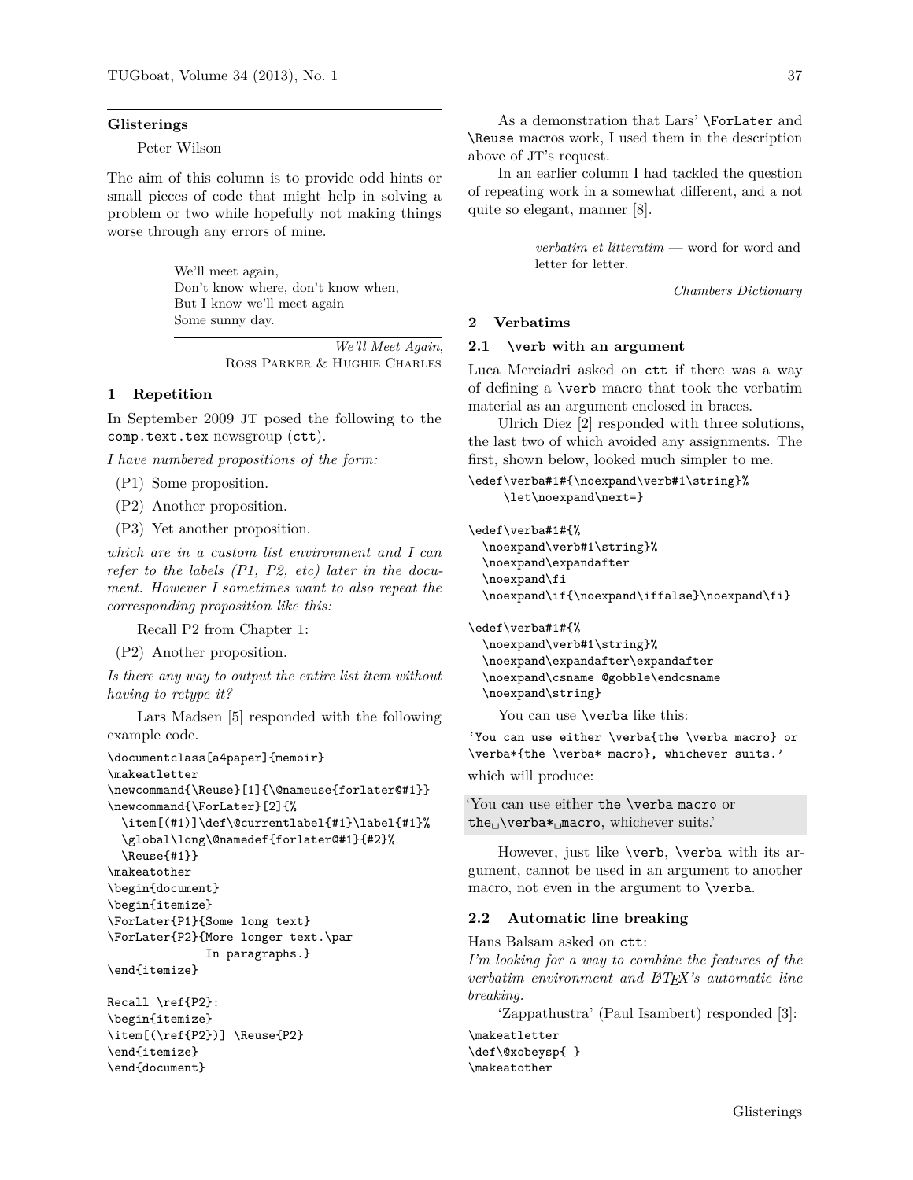## Glisterings

Peter Wilson

The aim of this column is to provide odd hints or small pieces of code that might help in solving a problem or two while hopefully not making things worse through any errors of mine.

> We'll meet again,
> Don't know where, don't know when,
> But I know we'll meet again
> Some sunny day.
>
> *We'll Meet Again*, Ross Parker & Hughie Charles

### 1 Repetition

In September 2009 JT posed the following to the `comp.text.tex` newsgroup (`ctt`).

*I have numbered propositions of the form:*

(P1) Some proposition.

(P2) Another proposition.

(P3) Yet another proposition.

*which are in a custom list environment and I can refer to the labels (P1, P2, etc) later in the document. However I sometimes want to also repeat the corresponding proposition like this:*

Recall P2 from Chapter 1:

(P2) Another proposition.

*Is there any way to output the entire list item without having to retype it?*

Lars Madsen [5] responded with the following example code.

```
\documentclass[a4paper]{memoir}
\makeatletter
\newcommand{\Reuse}[1]{\@nameuse{forlater@#1}}
\newcommand{\ForLater}[2]{%
  \item[(#1)]\def\@currentlabel{#1}\label{#1}%
  \global\long\@namedef{forlater@#1}{#2}%
  \Reuse{#1}}
\makeatother
\begin{document}
\begin{itemize}
\ForLater{P1}{Some long text}
\ForLater{P2}{More longer text.\par
            In paragraphs.}
\end{itemize}

Recall \ref{P2}:
\begin{itemize}
\item[(\ref{P2})] \Reuse{P2}
\end{itemize}
\end{document}
```

As a demonstration that Lars' `\ForLater` and `\Reuse` macros work, I used them in the description above of JT's request.

In an earlier column I had tackled the question of repeating work in a somewhat different, and a not quite so elegant, manner [8].

> *verbatim et litteratim* — word for word and letter for letter.
>
> *Chambers Dictionary*

### 2 Verbatims

#### 2.1 `\verb` with an argument

Luca Merciadri asked on `ctt` if there was a way of defining a `\verb` macro that took the verbatim material as an argument enclosed in braces.

Ulrich Diez [2] responded with three solutions, the last two of which avoided any assignments. The first, shown below, looked much simpler to me.

```
\edef\verba#1#{\noexpand\verb#1\string}%
    \let\noexpand\next=}

\edef\verba#1#{%
  \noexpand\verb#1\string}%
  \noexpand\expandafter
  \noexpand\fi
  \noexpand\if{\noexpand\iffalse}\noexpand\fi}

\edef\verba#1#{%
  \noexpand\verb#1\string}%
  \noexpand\expandafter\expandafter
  \noexpand\csname @gobble\endcsname
  \noexpand\string}
```

You can use `\verba` like this:

```
'You can use either \verba{the \verba macro} or
\verba*{the \verba* macro}, whichever suits.'
```

which will produce:

> 'You can use either `the \verba macro` or `the␣\verba*␣macro`, whichever suits.'

However, just like `\verb`, `\verba` with its argument, cannot be used in an argument to another macro, not even in the argument to `\verba`.

#### 2.2 Automatic line breaking

Hans Balsam asked on `ctt`:
*I'm looking for a way to combine the features of the verbatim environment and LaTeX's automatic line breaking.*

'Zappathustra' (Paul Isambert) responded [3]:

```
\makeatletter
\def\@xobeysp{ }
\makeatother
```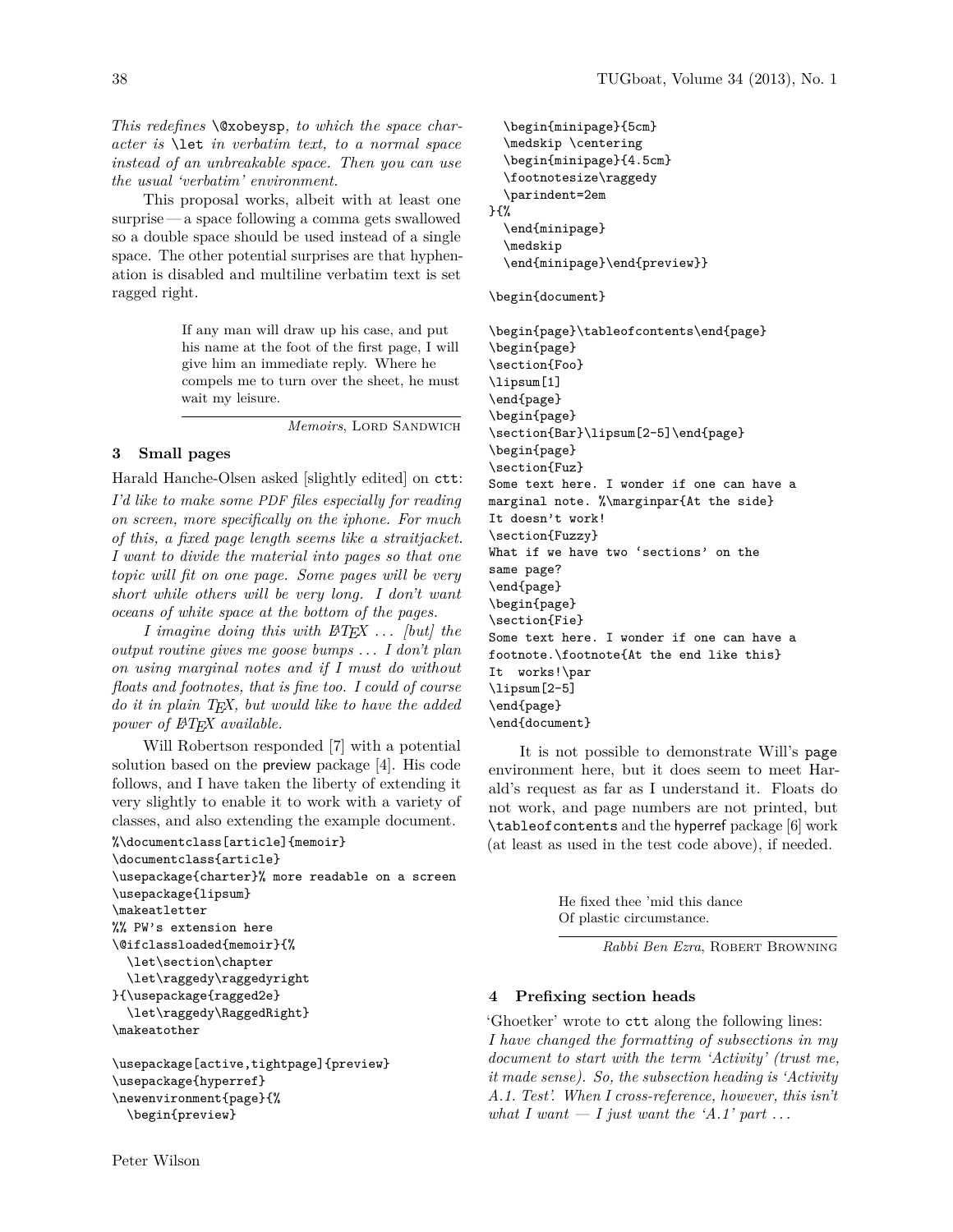*This redefines* `\@xobeysp`*, to which the space character is* `\let` *in verbatim text, to a normal space instead of an unbreakable space. Then you can use the usual 'verbatim' environment.*

This proposal works, albeit with at least one surprise — a space following a comma gets swallowed so a double space should be used instead of a single space. The other potential surprises are that hyphenation is disabled and multiline verbatim text is set ragged right.

> If any man will draw up his case, and put his name at the foot of the first page, I will give him an immediate reply. Where he compels me to turn over the sheet, he must wait my leisure.
>
> *Memoirs*, LORD SANDWICH

## 3 Small pages

Harald Hanche-Olsen asked [slightly edited] on `ctt`:

*I'd like to make some PDF files especially for reading on screen, more specifically on the iphone. For much of this, a fixed page length seems like a straitjacket. I want to divide the material into pages so that one topic will fit on one page. Some pages will be very short while others will be very long. I don't want oceans of white space at the bottom of the pages.*

*I imagine doing this with LaTeX ... [but] the output routine gives me goose bumps ... I don't plan on using marginal notes and if I must do without floats and footnotes, that is fine too. I could of course do it in plain TeX, but would like to have the added power of LaTeX available.*

Will Robertson responded [7] with a potential solution based on the preview package [4]. His code follows, and I have taken the liberty of extending it very slightly to enable it to work with a variety of classes, and also extending the example document.

```
%\documentclass[article]{memoir}
\documentclass{article}
\usepackage{charter}% more readable on a screen
\usepackage{lipsum}
\makeatletter
%% PW's extension here
\@ifclassloaded{memoir}{%
  \let\section\chapter
  \let\raggedy\raggedyright
}{\usepackage{ragged2e}
  \let\raggedy\RaggedRight}
\makeatother

\usepackage[active,tightpage]{preview}
\usepackage{hyperref}
\newenvironment{page}{%
  \begin{preview}
  \begin{minipage}{5cm}
  \medskip \centering
  \begin{minipage}{4.5cm}
  \footnotesize\raggedy
  \parindent=2em
}{%
  \end{minipage}
  \medskip
  \end{minipage}\end{preview}}

\begin{document}

\begin{page}\tableofcontents\end{page}
\begin{page}
\section{Foo}
\lipsum[1]
\end{page}
\begin{page}
\section{Bar}\lipsum[2-5]\end{page}
\begin{page}
\section{Fuz}
Some text here. I wonder if one can have a
marginal note. %\marginpar{At the side}
It doesn't work!
\section{Fuzzy}
What if we have two 'sections' on the
same page?
\end{page}
\begin{page}
\section{Fie}
Some text here. I wonder if one can have a
footnote.\footnote{At the end like this}
It  works!\par
\lipsum[2-5]
\end{page}
\end{document}
```

It is not possible to demonstrate Will's `page` environment here, but it does seem to meet Harald's request as far as I understand it. Floats do not work, and page numbers are not printed, but `\tableofcontents` and the hyperref package [6] work (at least as used in the test code above), if needed.

> He fixed thee 'mid this dance
> Of plastic circumstance.
>
> *Rabbi Ben Ezra*, ROBERT BROWNING

## 4 Prefixing section heads

'Ghoetker' wrote to `ctt` along the following lines:

*I have changed the formatting of subsections in my document to start with the term 'Activity' (trust me, it made sense). So, the subsection heading is 'Activity A.1. Test'. When I cross-reference, however, this isn't what I want — I just want the 'A.1' part ...*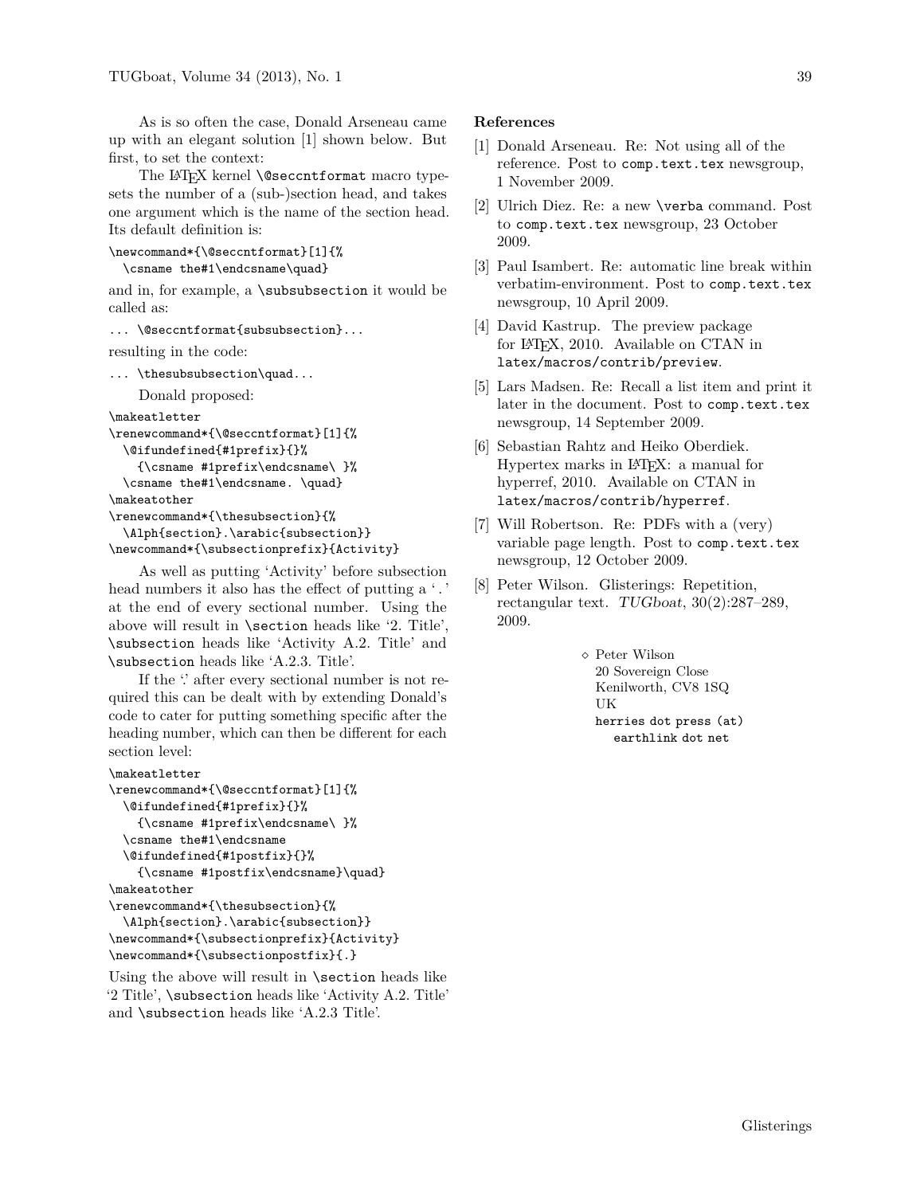As is so often the case, Donald Arseneau came up with an elegant solution [1] shown below. But first, to set the context:

The LaTeX kernel `\@seccntformat` macro typesets the number of a (sub-)section head, and takes one argument which is the name of the section head. Its default definition is:

```
\newcommand*{\@seccntformat}[1]{%
  \csname the#1\endcsname\quad}
```

and in, for example, a `\subsubsection` it would be called as:

```
... \@seccntformat{subsubsection}...
```

resulting in the code:

```
... \thesubsubsection\quad...
```

Donald proposed:

```
\makeatletter
\renewcommand*{\@seccntformat}[1]{%
  \@ifundefined{#1prefix}{}%
    {\csname #1prefix\endcsname\ }%
  \csname the#1\endcsname. \quad}
\makeatother
\renewcommand*{\thesubsection}{%
  \Alph{section}.\arabic{subsection}}
\newcommand*{\subsectionprefix}{Activity}
```

As well as putting 'Activity' before subsection head numbers it also has the effect of putting a '.' at the end of every sectional number. Using the above will result in `\section` heads like '2. Title', `\subsection` heads like 'Activity A.2. Title' and `\subsection` heads like 'A.2.3. Title'.

If the '.' after every sectional number is not required this can be dealt with by extending Donald's code to cater for putting something specific after the heading number, which can then be different for each section level:

```
\makeatletter
\renewcommand*{\@seccntformat}[1]{%
  \@ifundefined{#1prefix}{}%
    {\csname #1prefix\endcsname\ }%
  \csname the#1\endcsname
  \@ifundefined{#1postfix}{}%
    {\csname #1postfix\endcsname}\quad}
\makeatother
\renewcommand*{\thesubsection}{%
  \Alph{section}.\arabic{subsection}}
\newcommand*{\subsectionprefix}{Activity}
\newcommand*{\subsectionpostfix}{.}
```

Using the above will result in `\section` heads like '2 Title', `\subsection` heads like 'Activity A.2. Title' and `\subsection` heads like 'A.2.3 Title'.

**References**

[1] Donald Arseneau. Re: Not using all of the reference. Post to `comp.text.tex` newsgroup, 1 November 2009.

[2] Ulrich Diez. Re: a new `\verba` command. Post to `comp.text.tex` newsgroup, 23 October 2009.

[3] Paul Isambert. Re: automatic line break within verbatim-environment. Post to `comp.text.tex` newsgroup, 10 April 2009.

[4] David Kastrup. The preview package for LaTeX, 2010. Available on CTAN in `latex/macros/contrib/preview`.

[5] Lars Madsen. Re: Recall a list item and print it later in the document. Post to `comp.text.tex` newsgroup, 14 September 2009.

[6] Sebastian Rahtz and Heiko Oberdiek. Hypertex marks in LaTeX: a manual for hyperref, 2010. Available on CTAN in `latex/macros/contrib/hyperref`.

[7] Will Robertson. Re: PDFs with a (very) variable page length. Post to `comp.text.tex` newsgroup, 12 October 2009.

[8] Peter Wilson. Glisterings: Repetition, rectangular text. *TUGboat*, 30(2):287–289, 2009.

◇ Peter Wilson
20 Sovereign Close
Kenilworth, CV8 1SQ
UK
`herries dot press (at) earthlink dot net`